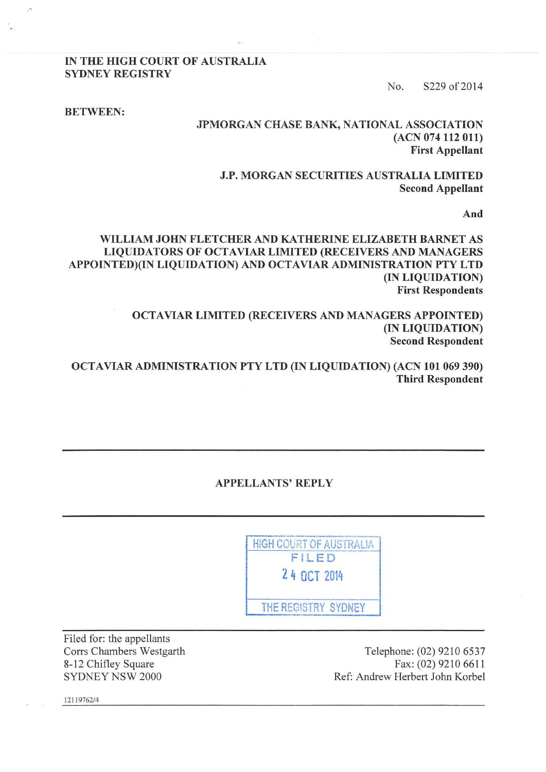**IN THE HIGH COURT OF AUSTRALIA**
**SYDNEY REGISTRY**

No. S229 of 2014

**BETWEEN:**

**JPMORGAN CHASE BANK, NATIONAL ASSOCIATION**
**(ACN 074 112 011)**
**First Appellant**

**J.P. MORGAN SECURITIES AUSTRALIA LIMITED**
**Second Appellant**

**And**

**WILLIAM JOHN FLETCHER AND KATHERINE ELIZABETH BARNET AS LIQUIDATORS OF OCTAVIAR LIMITED (RECEIVERS AND MANAGERS APPOINTED)(IN LIQUIDATION) AND OCTAVIAR ADMINISTRATION PTY LTD (IN LIQUIDATION)**
**First Respondents**

**OCTAVIAR LIMITED (RECEIVERS AND MANAGERS APPOINTED) (IN LIQUIDATION)**
**Second Respondent**

**OCTAVIAR ADMINISTRATION PTY LTD (IN LIQUIDATION) (ACN 101 069 390)**
**Third Respondent**

---

**APPELLANTS' REPLY**

---

HIGH COURT OF AUSTRALIA
FILED
24 OCT 2014
THE REGISTRY SYDNEY

---

Filed for: the appellants
Corrs Chambers Westgarth
8-12 Chifley Square
SYDNEY NSW 2000

Telephone: (02) 9210 6537
Fax: (02) 9210 6611
Ref: Andrew Herbert John Korbel

12119762/4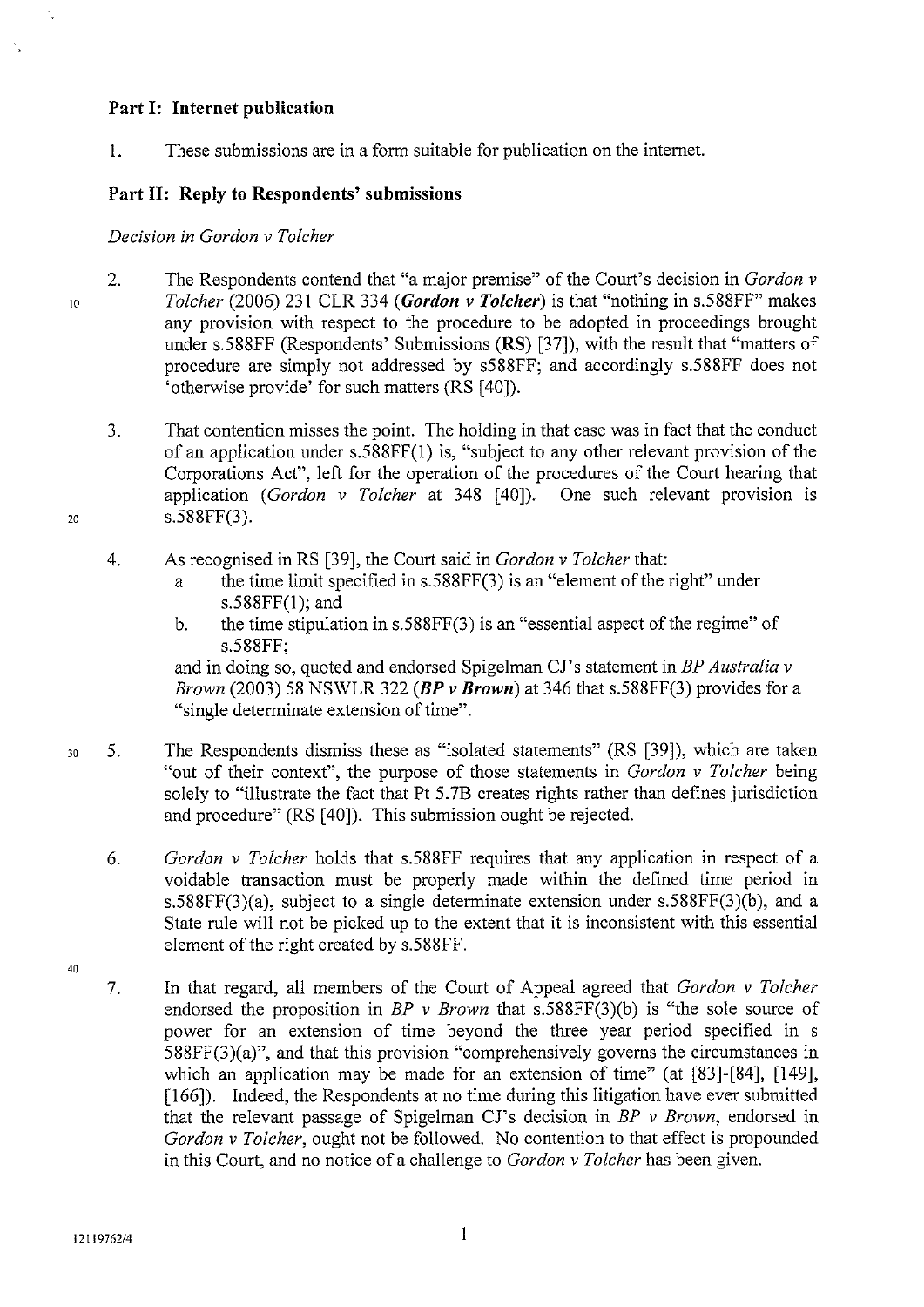## Part I: Internet publication

1. These submissions are in a form suitable for publication on the internet.

## Part II: Reply to Respondents' submissions

*Decision in Gordon v Tolcher*

2. The Respondents contend that "a major premise" of the Court's decision in *Gordon v Tolcher* (2006) 231 CLR 334 (***Gordon v Tolcher***) is that "nothing in s.588FF" makes any provision with respect to the procedure to be adopted in proceedings brought under s.588FF (Respondents' Submissions (**RS**) [37]), with the result that "matters of procedure are simply not addressed by s588FF; and accordingly s.588FF does not 'otherwise provide' for such matters (RS [40]).

3. That contention misses the point. The holding in that case was in fact that the conduct of an application under s.588FF(1) is, "subject to any other relevant provision of the Corporations Act", left for the operation of the procedures of the Court hearing that application (*Gordon v Tolcher* at 348 [40]). One such relevant provision is s.588FF(3).

4. As recognised in RS [39], the Court said in *Gordon v Tolcher* that:
   a. the time limit specified in s.588FF(3) is an "element of the right" under s.588FF(1); and
   b. the time stipulation in s.588FF(3) is an "essential aspect of the regime" of s.588FF;

   and in doing so, quoted and endorsed Spigelman CJ's statement in *BP Australia v Brown* (2003) 58 NSWLR 322 (***BP v Brown***) at 346 that s.588FF(3) provides for a "single determinate extension of time".

5. The Respondents dismiss these as "isolated statements" (RS [39]), which are taken "out of their context", the purpose of those statements in *Gordon v Tolcher* being solely to "illustrate the fact that Pt 5.7B creates rights rather than defines jurisdiction and procedure" (RS [40]). This submission ought be rejected.

6. *Gordon v Tolcher* holds that s.588FF requires that any application in respect of a voidable transaction must be properly made within the defined time period in s.588FF(3)(a), subject to a single determinate extension under s.588FF(3)(b), and a State rule will not be picked up to the extent that it is inconsistent with this essential element of the right created by s.588FF.

7. In that regard, all members of the Court of Appeal agreed that *Gordon v Tolcher* endorsed the proposition in *BP v Brown* that s.588FF(3)(b) is "the sole source of power for an extension of time beyond the three year period specified in s 588FF(3)(a)", and that this provision "comprehensively governs the circumstances in which an application may be made for an extension of time" (at [83]-[84], [149], [166]). Indeed, the Respondents at no time during this litigation have ever submitted that the relevant passage of Spigelman CJ's decision in *BP v Brown*, endorsed in *Gordon v Tolcher*, ought not be followed. No contention to that effect is propounded in this Court, and no notice of a challenge to *Gordon v Tolcher* has been given.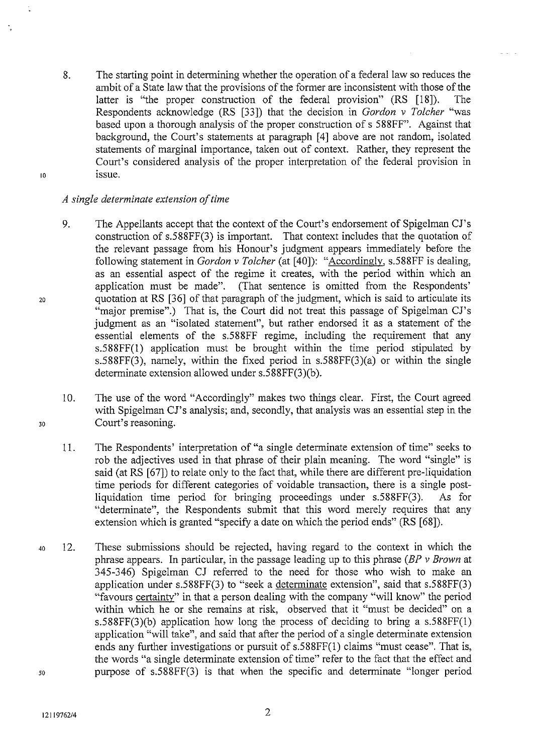8. The starting point in determining whether the operation of a federal law so reduces the ambit of a State law that the provisions of the former are inconsistent with those of the latter is "the proper construction of the federal provision" (RS [18]). The Respondents acknowledge (RS [33]) that the decision in *Gordon v Tolcher* "was based upon a thorough analysis of the proper construction of s 588FF". Against that background, the Court's statements at paragraph [4] above are not random, isolated statements of marginal importance, taken out of context. Rather, they represent the Court's considered analysis of the proper interpretation of the federal provision in issue.

*A single determinate extension of time*

9. The Appellants accept that the context of the Court's endorsement of Spigelman CJ's construction of s.588FF(3) is important. That context includes that the quotation of the relevant passage from his Honour's judgment appears immediately before the following statement in *Gordon v Tolcher* (at [40]): "Accordingly, s.588FF is dealing, as an essential aspect of the regime it creates, with the period within which an application must be made". (That sentence is omitted from the Respondents' quotation at RS [36] of that paragraph of the judgment, which is said to articulate its "major premise".) That is, the Court did not treat this passage of Spigelman CJ's judgment as an "isolated statement", but rather endorsed it as a statement of the essential elements of the s.588FF regime, including the requirement that any s.588FF(1) application must be brought within the time period stipulated by s.588FF(3), namely, within the fixed period in s.588FF(3)(a) or within the single determinate extension allowed under s.588FF(3)(b).

10. The use of the word "Accordingly" makes two things clear. First, the Court agreed with Spigelman CJ's analysis; and, secondly, that analysis was an essential step in the Court's reasoning.

11. The Respondents' interpretation of "a single determinate extension of time" seeks to rob the adjectives used in that phrase of their plain meaning. The word "single" is said (at RS [67]) to relate only to the fact that, while there are different pre-liquidation time periods for different categories of voidable transaction, there is a single post-liquidation time period for bringing proceedings under s.588FF(3). As for "determinate", the Respondents submit that this word merely requires that any extension which is granted "specify a date on which the period ends" (RS [68]).

12. These submissions should be rejected, having regard to the context in which the phrase appears. In particular, in the passage leading up to this phrase (*BP v Brown* at 345-346) Spigelman CJ referred to the need for those who wish to make an application under s.588FF(3) to "seek a determinate extension", said that s.588FF(3) "favours certainty" in that a person dealing with the company "will know" the period within which he or she remains at risk, observed that it "must be decided" on a s.588FF(3)(b) application how long the process of deciding to bring a s.588FF(1) application "will take", and said that after the period of a single determinate extension ends any further investigations or pursuit of s.588FF(1) claims "must cease". That is, the words "a single determinate extension of time" refer to the fact that the effect and purpose of s.588FF(3) is that when the specific and determinate "longer period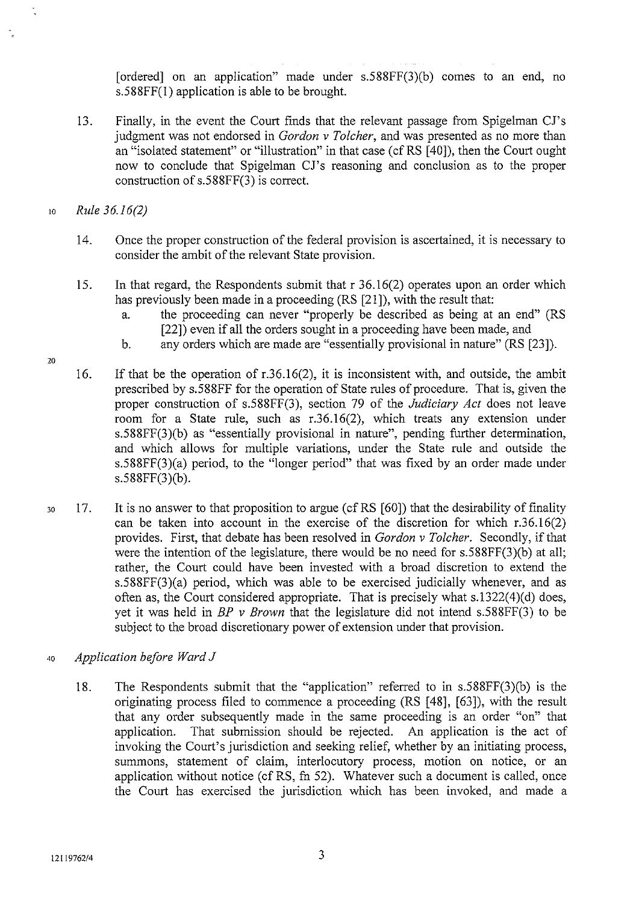[ordered] on an application" made under s.588FF(3)(b) comes to an end, no s.588FF(1) application is able to be brought.

13. Finally, in the event the Court finds that the relevant passage from Spigelman CJ's judgment was not endorsed in *Gordon v Tolcher*, and was presented as no more than an "isolated statement" or "illustration" in that case (cf RS [40]), then the Court ought now to conclude that Spigelman CJ's reasoning and conclusion as to the proper construction of s.588FF(3) is correct.

*Rule 36.16(2)*

14. Once the proper construction of the federal provision is ascertained, it is necessary to consider the ambit of the relevant State provision.

15. In that regard, the Respondents submit that r 36.16(2) operates upon an order which has previously been made in a proceeding (RS [21]), with the result that:
    a. the proceeding can never "properly be described as being at an end" (RS [22]) even if all the orders sought in a proceeding have been made, and
    b. any orders which are made are "essentially provisional in nature" (RS [23]).

16. If that be the operation of r.36.16(2), it is inconsistent with, and outside, the ambit prescribed by s.588FF for the operation of State rules of procedure. That is, given the proper construction of s.588FF(3), section 79 of the *Judiciary Act* does not leave room for a State rule, such as r.36.16(2), which treats any extension under s.588FF(3)(b) as "essentially provisional in nature", pending further determination, and which allows for multiple variations, under the State rule and outside the s.588FF(3)(a) period, to the "longer period" that was fixed by an order made under s.588FF(3)(b).

17. It is no answer to that proposition to argue (cf RS [60]) that the desirability of finality can be taken into account in the exercise of the discretion for which r.36.16(2) provides. First, that debate has been resolved in *Gordon v Tolcher*. Secondly, if that were the intention of the legislature, there would be no need for s.588FF(3)(b) at all; rather, the Court could have been invested with a broad discretion to extend the s.588FF(3)(a) period, which was able to be exercised judicially whenever, and as often as, the Court considered appropriate. That is precisely what s.1322(4)(d) does, yet it was held in *BP v Brown* that the legislature did not intend s.588FF(3) to be subject to the broad discretionary power of extension under that provision.

*Application before Ward J*

18. The Respondents submit that the "application" referred to in s.588FF(3)(b) is the originating process filed to commence a proceeding (RS [48], [63]), with the result that any order subsequently made in the same proceeding is an order "on" that application. That submission should be rejected. An application is the act of invoking the Court's jurisdiction and seeking relief, whether by an initiating process, summons, statement of claim, interlocutory process, motion on notice, or an application without notice (cf RS, fn 52). Whatever such a document is called, once the Court has exercised the jurisdiction which has been invoked, and made a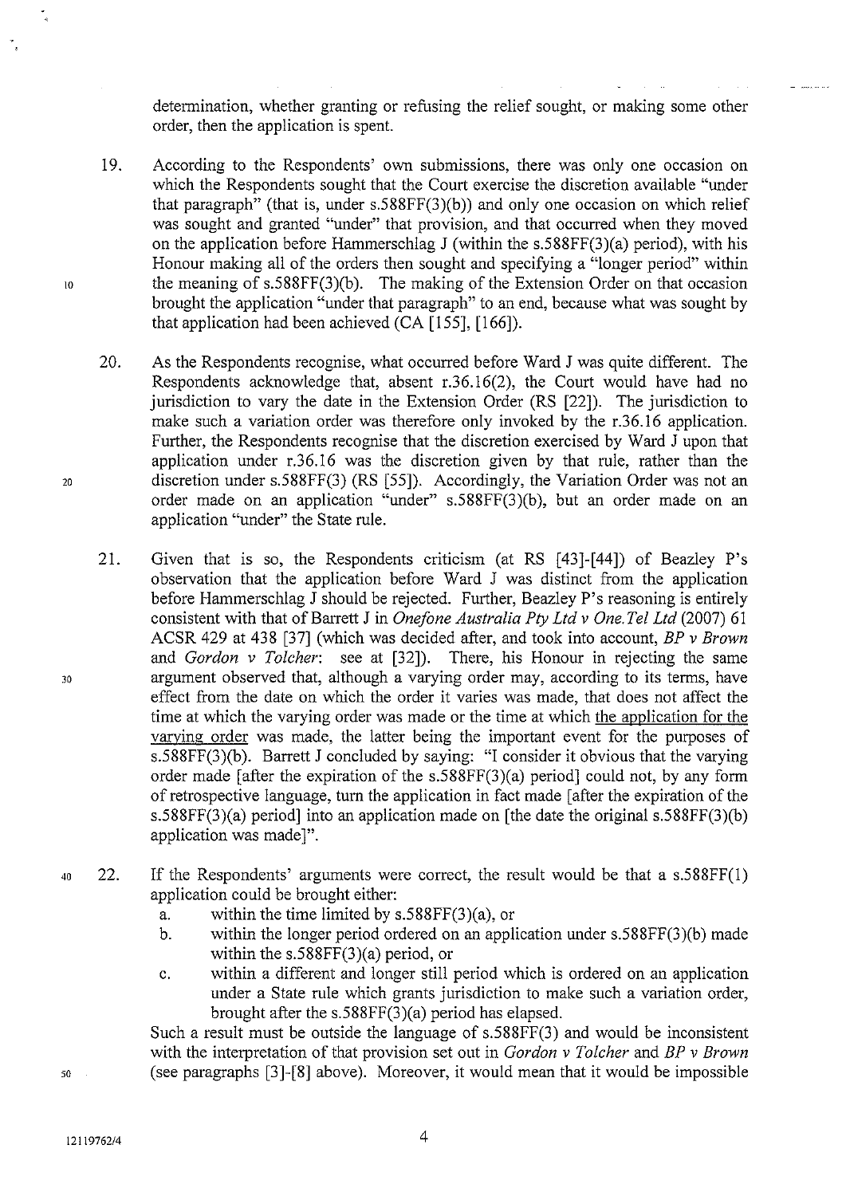determination, whether granting or refusing the relief sought, or making some other order, then the application is spent.

19. According to the Respondents' own submissions, there was only one occasion on which the Respondents sought that the Court exercise the discretion available "under that paragraph" (that is, under s.588FF(3)(b)) and only one occasion on which relief was sought and granted "under" that provision, and that occurred when they moved on the application before Hammerschlag J (within the s.588FF(3)(a) period), with his Honour making all of the orders then sought and specifying a "longer period" within the meaning of s.588FF(3)(b). The making of the Extension Order on that occasion brought the application "under that paragraph" to an end, because what was sought by that application had been achieved (CA [155], [166]).

20. As the Respondents recognise, what occurred before Ward J was quite different. The Respondents acknowledge that, absent r.36.16(2), the Court would have had no jurisdiction to vary the date in the Extension Order (RS [22]). The jurisdiction to make such a variation order was therefore only invoked by the r.36.16 application. Further, the Respondents recognise that the discretion exercised by Ward J upon that application under r.36.16 was the discretion given by that rule, rather than the discretion under s.588FF(3) (RS [55]). Accordingly, the Variation Order was not an order made on an application "under" s.588FF(3)(b), but an order made on an application "under" the State rule.

21. Given that is so, the Respondents criticism (at RS [43]-[44]) of Beazley P's observation that the application before Ward J was distinct from the application before Hammerschlag J should be rejected. Further, Beazley P's reasoning is entirely consistent with that of Barrett J in *Onefone Australia Pty Ltd v One.Tel Ltd* (2007) 61 ACSR 429 at 438 [37] (which was decided after, and took into account, *BP v Brown* and *Gordon v Tolcher*: see at [32]). There, his Honour in rejecting the same argument observed that, although a varying order may, according to its terms, have effect from the date on which the order it varies was made, that does not affect the time at which the varying order was made or the time at which <u>the application for the varying order</u> was made, the latter being the important event for the purposes of s.588FF(3)(b). Barrett J concluded by saying: "I consider it obvious that the varying order made [after the expiration of the s.588FF(3)(a) period] could not, by any form of retrospective language, turn the application in fact made [after the expiration of the s.588FF(3)(a) period] into an application made on [the date the original s.588FF(3)(b) application was made]".

22. If the Respondents' arguments were correct, the result would be that a s.588FF(1) application could be brought either:
    a. within the time limited by s.588FF(3)(a), or
    b. within the longer period ordered on an application under s.588FF(3)(b) made within the s.588FF(3)(a) period, or
    c. within a different and longer still period which is ordered on an application under a State rule which grants jurisdiction to make such a variation order, brought after the s.588FF(3)(a) period has elapsed.

    Such a result must be outside the language of s.588FF(3) and would be inconsistent with the interpretation of that provision set out in *Gordon v Tolcher* and *BP v Brown* (see paragraphs [3]-[8] above). Moreover, it would mean that it would be impossible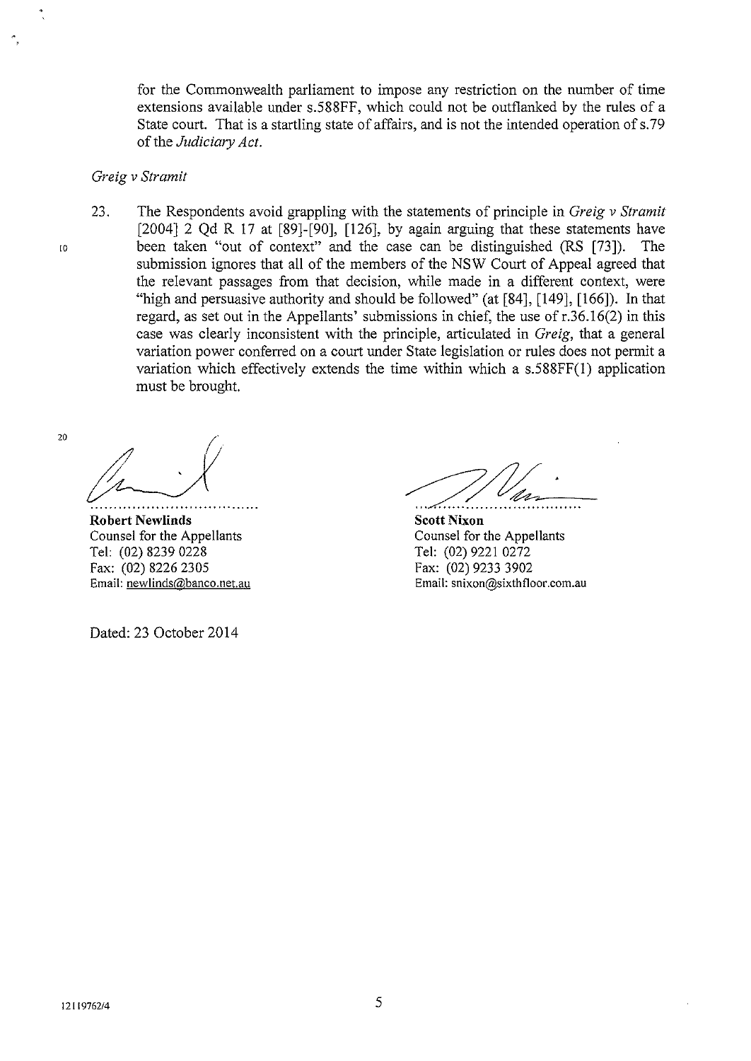for the Commonwealth parliament to impose any restriction on the number of time extensions available under s.588FF, which could not be outflanked by the rules of a State court. That is a startling state of affairs, and is not the intended operation of s.79 of the *Judiciary Act*.

*Greig v Stramit*

23. The Respondents avoid grappling with the statements of principle in *Greig v Stramit* [2004] 2 Qd R 17 at [89]-[90], [126], by again arguing that these statements have been taken "out of context" and the case can be distinguished (RS [73]). The submission ignores that all of the members of the NSW Court of Appeal agreed that the relevant passages from that decision, while made in a different context, were "high and persuasive authority and should be followed" (at [84], [149], [166]). In that regard, as set out in the Appellants' submissions in chief, the use of r.36.16(2) in this case was clearly inconsistent with the principle, articulated in *Greig*, that a general variation power conferred on a court under State legislation or rules does not permit a variation which effectively extends the time within which a s.588FF(1) application must be brought.

**Robert Newlinds**
Counsel for the Appellants
Tel: (02) 8239 0228
Fax: (02) 8226 2305
Email: newlinds@banco.net.au

**Scott Nixon**
Counsel for the Appellants
Tel: (02) 9221 0272
Fax: (02) 9233 3902
Email: snixon@sixthfloor.com.au

Dated: 23 October 2014